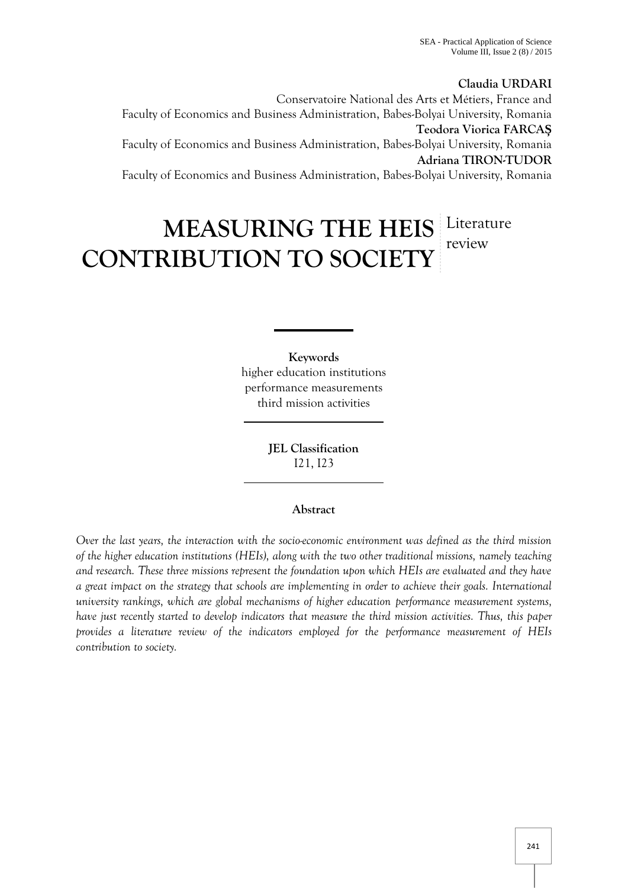**Claudia URDARI**
Conservatoire National des Arts et Métiers, France and
Faculty of Economics and Business Administration, Babes-Bolyai University, Romania
**Teodora Viorica FARCAȘ**
Faculty of Economics and Business Administration, Babes-Bolyai University, Romania
**Adriana TIRON-TUDOR**
Faculty of Economics and Business Administration, Babes-Bolyai University, Romania

# MEASURING THE HEIS CONTRIBUTION TO SOCIETY

Literature review

**Keywords**
higher education institutions
performance measurements
third mission activities

**JEL Classification**
I21, I23

**Abstract**

*Over the last years, the interaction with the socio-economic environment was defined as the third mission of the higher education institutions (HEIs), along with the two other traditional missions, namely teaching and research. These three missions represent the foundation upon which HEIs are evaluated and they have a great impact on the strategy that schools are implementing in order to achieve their goals. International university rankings, which are global mechanisms of higher education performance measurement systems, have just recently started to develop indicators that measure the third mission activities. Thus, this paper provides a literature review of the indicators employed for the performance measurement of HEIs contribution to society.*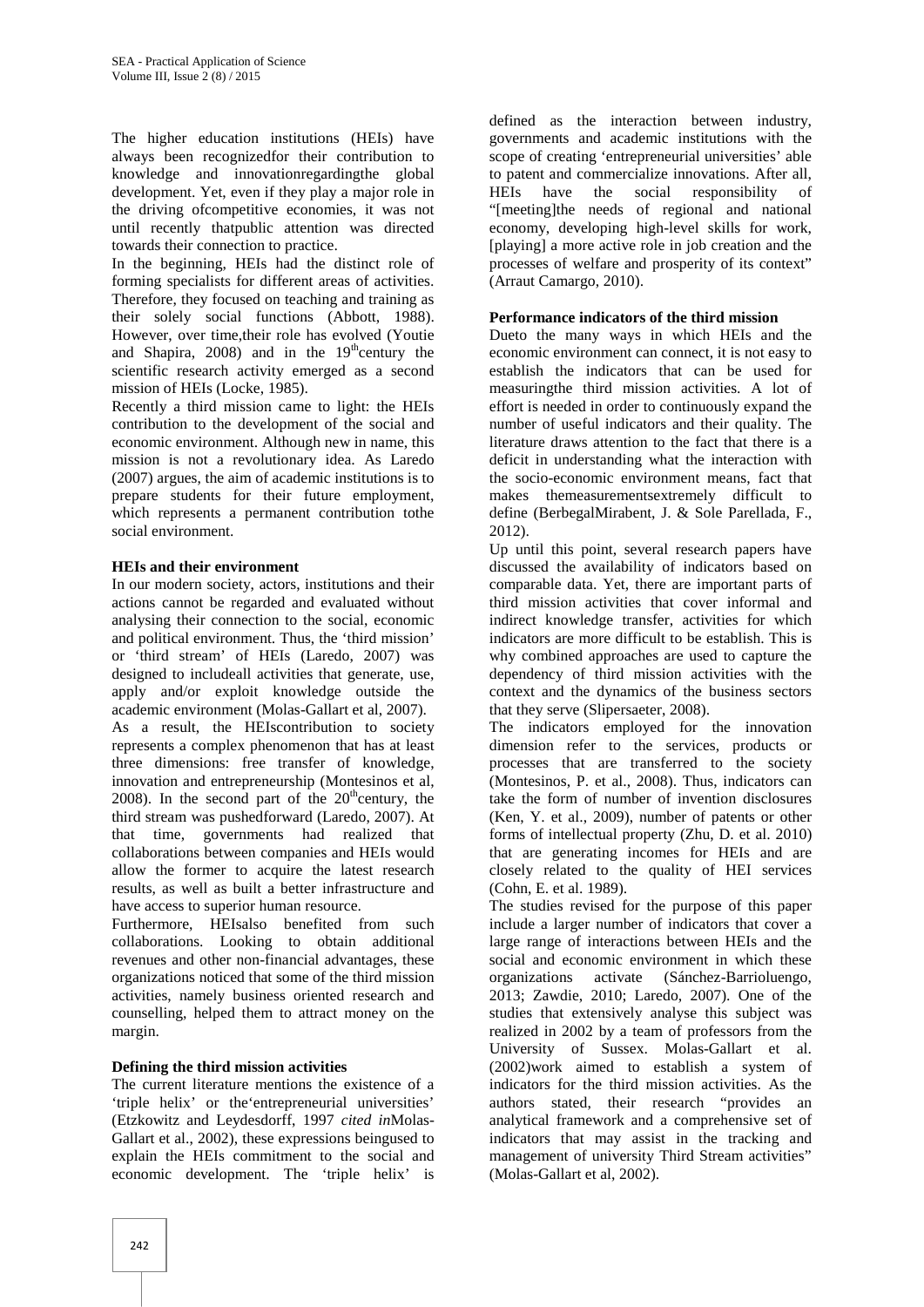The higher education institutions (HEIs) have always been recognizedfor their contribution to knowledge and innovationregardingthe global development. Yet, even if they play a major role in the driving ofcompetitive economies, it was not until recently thatpublic attention was directed towards their connection to practice.

In the beginning, HEIs had the distinct role of forming specialists for different areas of activities. Therefore, they focused on teaching and training as their solely social functions (Abbott, 1988). However, over time,their role has evolved (Youtie and Shapira, 2008) and in the 19thcentury the scientific research activity emerged as a second mission of HEIs (Locke, 1985).

Recently a third mission came to light: the HEIs contribution to the development of the social and economic environment. Although new in name, this mission is not a revolutionary idea. As Laredo (2007) argues, the aim of academic institutions is to prepare students for their future employment, which represents a permanent contribution tothe social environment.

**HEIs and their environment**

In our modern society, actors, institutions and their actions cannot be regarded and evaluated without analysing their connection to the social, economic and political environment. Thus, the 'third mission' or 'third stream' of HEIs (Laredo, 2007) was designed to includeall activities that generate, use, apply and/or exploit knowledge outside the academic environment (Molas-Gallart et al, 2007).

As a result, the HEIscontribution to society represents a complex phenomenon that has at least three dimensions: free transfer of knowledge, innovation and entrepreneurship (Montesinos et al, 2008). In the second part of the 20thcentury, the third stream was pushedforward (Laredo, 2007). At that time, governments had realized that collaborations between companies and HEIs would allow the former to acquire the latest research results, as well as built a better infrastructure and have access to superior human resource.

Furthermore, HEIsalso benefited from such collaborations. Looking to obtain additional revenues and other non-financial advantages, these organizations noticed that some of the third mission activities, namely business oriented research and counselling, helped them to attract money on the margin.

**Defining the third mission activities**

The current literature mentions the existence of a 'triple helix' or the'entrepreneurial universities' (Etzkowitz and Leydesdorff, 1997 *cited in*Molas-Gallart et al., 2002), these expressions beingused to explain the HEIs commitment to the social and economic development. The 'triple helix' is defined as the interaction between industry, governments and academic institutions with the scope of creating 'entrepreneurial universities' able to patent and commercialize innovations. After all, HEIs have the social responsibility of "[meeting]the needs of regional and national economy, developing high-level skills for work, [playing] a more active role in job creation and the processes of welfare and prosperity of its context" (Arraut Camargo, 2010).

**Performance indicators of the third mission**

Dueto the many ways in which HEIs and the economic environment can connect, it is not easy to establish the indicators that can be used for measuringthe third mission activities. A lot of effort is needed in order to continuously expand the number of useful indicators and their quality. The literature draws attention to the fact that there is a deficit in understanding what the interaction with the socio-economic environment means, fact that makes themeasurementsextremely difficult to define (BerbegalMirabent, J. & Sole Parellada, F., 2012).

Up until this point, several research papers have discussed the availability of indicators based on comparable data. Yet, there are important parts of third mission activities that cover informal and indirect knowledge transfer, activities for which indicators are more difficult to be establish. This is why combined approaches are used to capture the dependency of third mission activities with the context and the dynamics of the business sectors that they serve (Slipersaeter, 2008).

The indicators employed for the innovation dimension refer to the services, products or processes that are transferred to the society (Montesinos, P. et al., 2008). Thus, indicators can take the form of number of invention disclosures (Ken, Y. et al., 2009), number of patents or other forms of intellectual property (Zhu, D. et al. 2010) that are generating incomes for HEIs and are closely related to the quality of HEI services (Cohn, E. et al. 1989).

The studies revised for the purpose of this paper include a larger number of indicators that cover a large range of interactions between HEIs and the social and economic environment in which these organizations activate (Sánchez-Barrioluengo, 2013; Zawdie, 2010; Laredo, 2007). One of the studies that extensively analyse this subject was realized in 2002 by a team of professors from the University of Sussex. Molas-Gallart et al. (2002)work aimed to establish a system of indicators for the third mission activities. As the authors stated, their research "provides an analytical framework and a comprehensive set of indicators that may assist in the tracking and management of university Third Stream activities" (Molas-Gallart et al, 2002).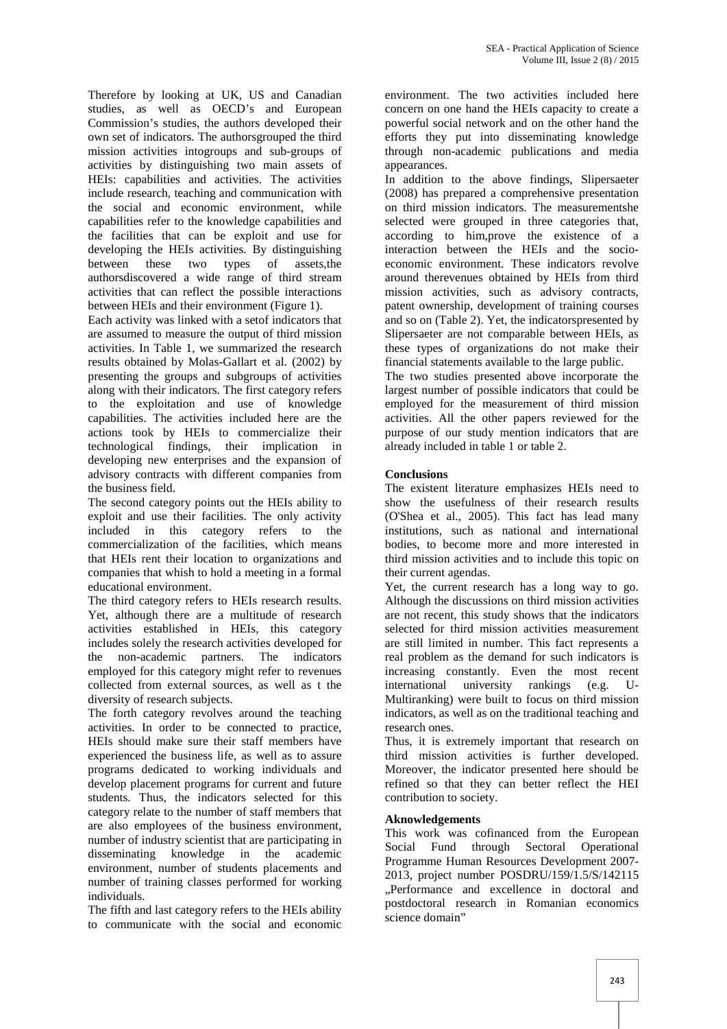Therefore by looking at UK, US and Canadian studies, as well as OECD's and European Commission's studies, the authors developed their own set of indicators. The authorsgrouped the third mission activities intogroups and sub-groups of activities by distinguishing two main assets of HEIs: capabilities and activities. The activities include research, teaching and communication with the social and economic environment, while capabilities refer to the knowledge capabilities and the facilities that can be exploit and use for developing the HEIs activities. By distinguishing between these two types of assets,the authorsdiscovered a wide range of third stream activities that can reflect the possible interactions between HEIs and their environment (Figure 1).

Each activity was linked with a setof indicators that are assumed to measure the output of third mission activities. In Table 1, we summarized the research results obtained by Molas-Gallart et al. (2002) by presenting the groups and subgroups of activities along with their indicators. The first category refers to the exploitation and use of knowledge capabilities. The activities included here are the actions took by HEIs to commercialize their technological findings, their implication in developing new enterprises and the expansion of advisory contracts with different companies from the business field.

The second category points out the HEIs ability to exploit and use their facilities. The only activity included in this category refers to the commercialization of the facilities, which means that HEIs rent their location to organizations and companies that whish to hold a meeting in a formal educational environment.

The third category refers to HEIs research results. Yet, although there are a multitude of research activities established in HEIs, this category includes solely the research activities developed for the non-academic partners. The indicators employed for this category might refer to revenues collected from external sources, as well as t the diversity of research subjects.

The forth category revolves around the teaching activities. In order to be connected to practice, HEIs should make sure their staff members have experienced the business life, as well as to assure programs dedicated to working individuals and develop placement programs for current and future students. Thus, the indicators selected for this category relate to the number of staff members that are also employees of the business environment, number of industry scientist that are participating in disseminating knowledge in the academic environment, number of students placements and number of training classes performed for working individuals.

The fifth and last category refers to the HEIs ability to communicate with the social and economic environment. The two activities included here concern on one hand the HEIs capacity to create a powerful social network and on the other hand the efforts they put into disseminating knowledge through non-academic publications and media appearances.

In addition to the above findings, Slipersaeter (2008) has prepared a comprehensive presentation on third mission indicators. The measurementshe selected were grouped in three categories that, according to him,prove the existence of a interaction between the HEIs and the socio-economic environment. These indicators revolve around therevenues obtained by HEIs from third mission activities, such as advisory contracts, patent ownership, development of training courses and so on (Table 2). Yet, the indicatorspresented by Slipersaeter are not comparable between HEIs, as these types of organizations do not make their financial statements available to the large public.

The two studies presented above incorporate the largest number of possible indicators that could be employed for the measurement of third mission activities. All the other papers reviewed for the purpose of our study mention indicators that are already included in table 1 or table 2.

## Conclusions

The existent literature emphasizes HEIs need to show the usefulness of their research results (O'Shea et al., 2005). This fact has lead many institutions, such as national and international bodies, to become more and more interested in third mission activities and to include this topic on their current agendas.

Yet, the current research has a long way to go. Although the discussions on third mission activities are not recent, this study shows that the indicators selected for third mission activities measurement are still limited in number. This fact represents a real problem as the demand for such indicators is increasing constantly. Even the most recent international university rankings (e.g. U-Multiranking) were built to focus on third mission indicators, as well as on the traditional teaching and research ones.

Thus, it is extremely important that research on third mission activities is further developed. Moreover, the indicator presented here should be refined so that they can better reflect the HEI contribution to society.

## Aknowledgements

This work was cofinanced from the European Social Fund through Sectoral Operational Programme Human Resources Development 2007-2013, project number POSDRU/159/1.5/S/142115 „Performance and excellence in doctoral and postdoctoral research in Romanian economics science domain"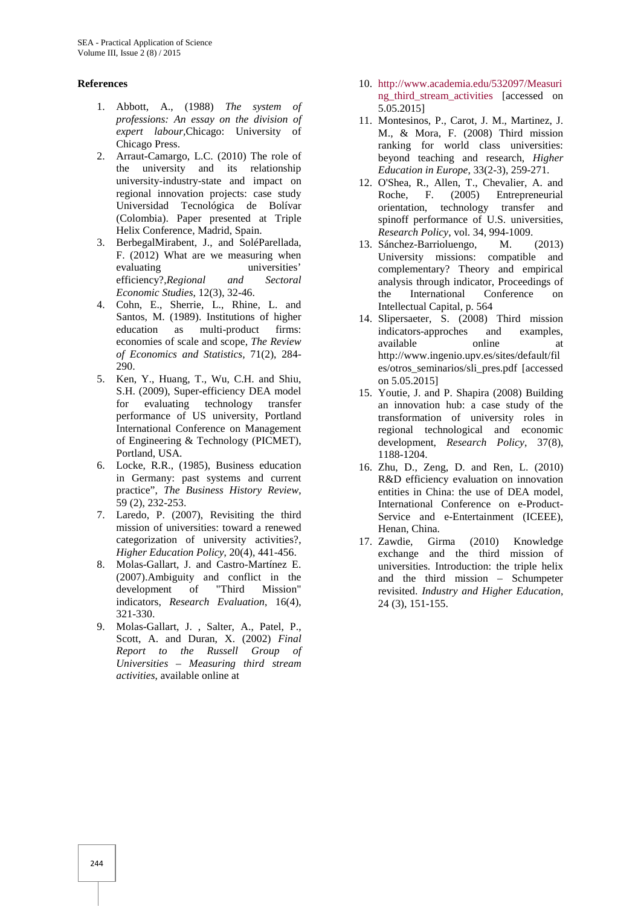## References

1. Abbott, A., (1988) *The system of professions: An essay on the division of expert labour*,Chicago: University of Chicago Press.
2. Arraut-Camargo, L.C. (2010) The role of the university and its relationship university-industry-state and impact on regional innovation projects: case study Universidad Tecnológica de Bolívar (Colombia). Paper presented at Triple Helix Conference, Madrid, Spain.
3. BerbegalMirabent, J., and SoléParellada, F. (2012) What are we measuring when evaluating universities' efficiency?,*Regional and Sectoral Economic Studies*, 12(3), 32-46.
4. Cohn, E., Sherrie, L., Rhine, L. and Santos, M. (1989). Institutions of higher education as multi-product firms: economies of scale and scope, *The Review of Economics and Statistics*, 71(2), 284-290.
5. Ken, Y., Huang, T., Wu, C.H. and Shiu, S.H. (2009), Super-efficiency DEA model for evaluating technology transfer performance of US university, Portland International Conference on Management of Engineering & Technology (PICMET), Portland, USA.
6. Locke, R.R., (1985), Business education in Germany: past systems and current practice", *The Business History Review*, 59 (2), 232-253.
7. Laredo, P. (2007), Revisiting the third mission of universities: toward a renewed categorization of university activities?, *Higher Education Policy*, 20(4), 441-456.
8. Molas-Gallart, J. and Castro-Martínez E. (2007).Ambiguity and conflict in the development of "Third Mission" indicators, *Research Evaluation*, 16(4), 321-330.
9. Molas-Gallart, J. , Salter, A., Patel, P., Scott, A. and Duran, X. (2002) *Final Report to the Russell Group of Universities – Measuring third stream activities*, available online at
10. http://www.academia.edu/532097/Measuring_third_stream_activities [accessed on 5.05.2015]
11. Montesinos, P., Carot, J. M., Martinez, J. M., & Mora, F. (2008) Third mission ranking for world class universities: beyond teaching and research, *Higher Education in Europe*, 33(2-3), 259-271.
12. O'Shea, R., Allen, T., Chevalier, A. and Roche, F. (2005) Entrepreneurial orientation, technology transfer and spinoff performance of U.S. universities, *Research Policy*, vol. 34, 994-1009.
13. Sánchez-Barrioluengo, M. (2013) University missions: compatible and complementary? Theory and empirical analysis through indicator, Proceedings of the International Conference on Intellectual Capital, p. 564
14. Slipersaeter, S. (2008) Third mission indicators-approches and examples, available online at http://www.ingenio.upv.es/sites/default/files/otros_seminarios/sli_pres.pdf [accessed on 5.05.2015]
15. Youtie, J. and P. Shapira (2008) Building an innovation hub: a case study of the transformation of university roles in regional technological and economic development, *Research Policy*, 37(8), 1188-1204.
16. Zhu, D., Zeng, D. and Ren, L. (2010) R&D efficiency evaluation on innovation entities in China: the use of DEA model, International Conference on e-Product-Service and e-Entertainment (ICEEE), Henan, China.
17. Zawdie, Girma (2010) Knowledge exchange and the third mission of universities. Introduction: the triple helix and the third mission – Schumpeter revisited. *Industry and Higher Education*, 24 (3), 151-155.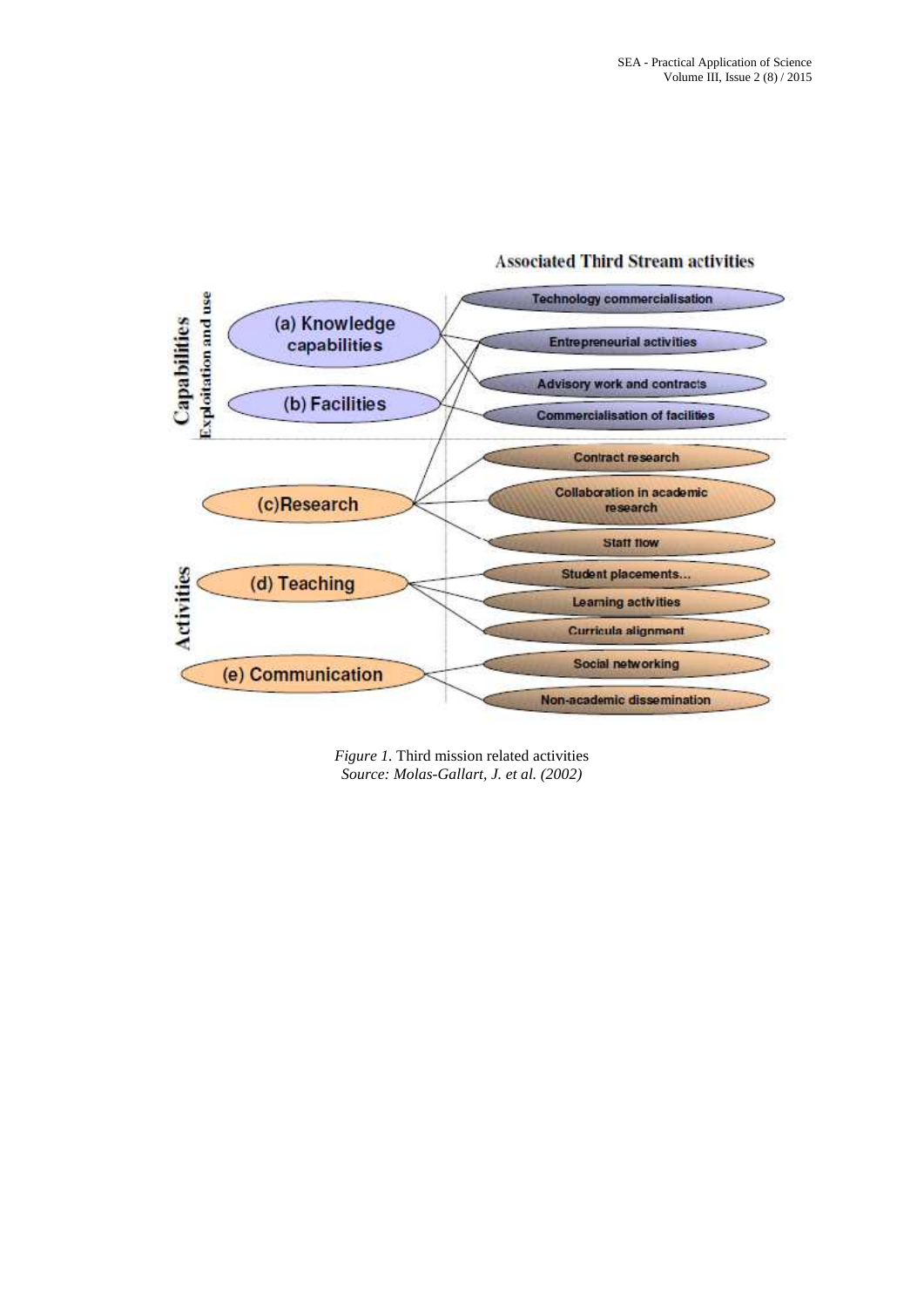Associated Third Stream activities

| Capabilities (Exploitation and use) | Associated Third Stream activities |
| --- | --- |
| (a) Knowledge capabilities | Technology commercialisation |
| | Entrepreneurial activities |
| (b) Facilities | Advisory work and contracts |
| | Commercialisation of facilities |

| Activities | Associated Third Stream activities |
| --- | --- |
| (c) Research | Contract research |
| | Collaboration in academic research |
| | Staff flow |
| (d) Teaching | Student placements... |
| | Learning activities |
| | Curricula alignment |
| (e) Communication | Social networking |
| | Non-academic dissemination |

*Figure 1.* Third mission related activities
*Source: Molas-Gallart, J. et al. (2002)*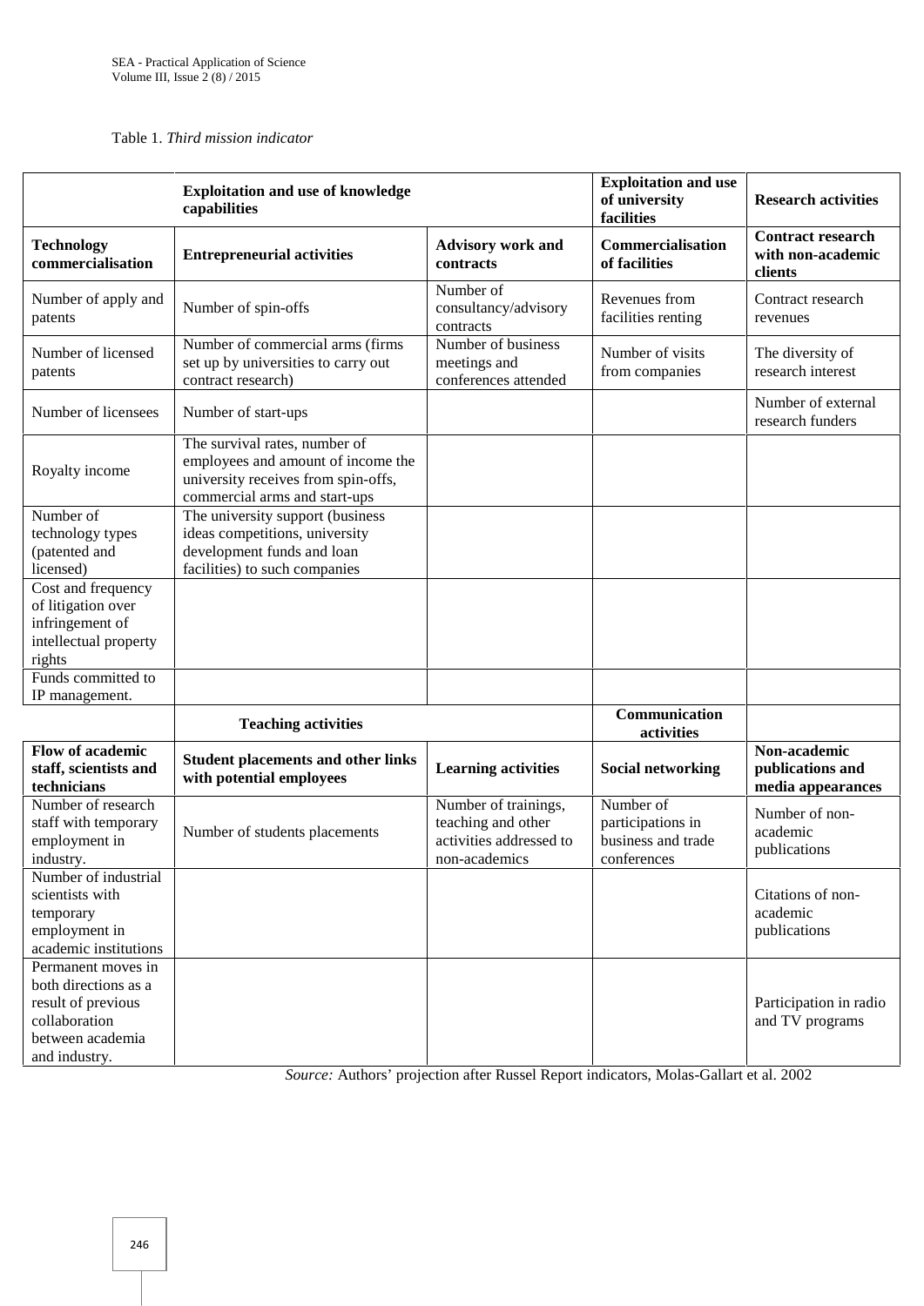Table 1. *Third mission indicator*

| | **Exploitation and use of knowledge capabilities** | | **Exploitation and use of university facilities** | **Research activities** |
|---|---|---|---|---|
| **Technology commercialisation** | **Entrepreneurial activities** | **Advisory work and contracts** | **Commercialisation of facilities** | **Contract research with non-academic clients** |
| Number of apply and patents | Number of spin-offs | Number of consultancy/advisory contracts | Revenues from facilities renting | Contract research revenues |
| Number of licensed patents | Number of commercial arms (firms set up by universities to carry out contract research) | Number of business meetings and conferences attended | Number of visits from companies | The diversity of research interest |
| Number of licensees | Number of start-ups | | | Number of external research funders |
| Royalty income | The survival rates, number of employees and amount of income the university receives from spin-offs, commercial arms and start-ups | | | |
| Number of technology types (patented and licensed) | The university support (business ideas competitions, university development funds and loan facilities) to such companies | | | |
| Cost and frequency of litigation over infringement of intellectual property rights | | | | |
| Funds committed to IP management. | | | | |
| | **Teaching activities** | | **Communication activities** | |
| **Flow of academic staff, scientists and technicians** | **Student placements and other links with potential employees** | **Learning activities** | **Social networking** | **Non-academic publications and media appearances** |
| Number of research staff with temporary employment in industry. | Number of students placements | Number of trainings, teaching and other activities addressed to non-academics | Number of participations in business and trade conferences | Number of non-academic publications |
| Number of industrial scientists with temporary employment in academic institutions | | | | Citations of non-academic publications |
| Permanent moves in both directions as a result of previous collaboration between academia and industry. | | | | Participation in radio and TV programs |

*Source:* Authors' projection after Russel Report indicators, Molas-Gallart et al. 2002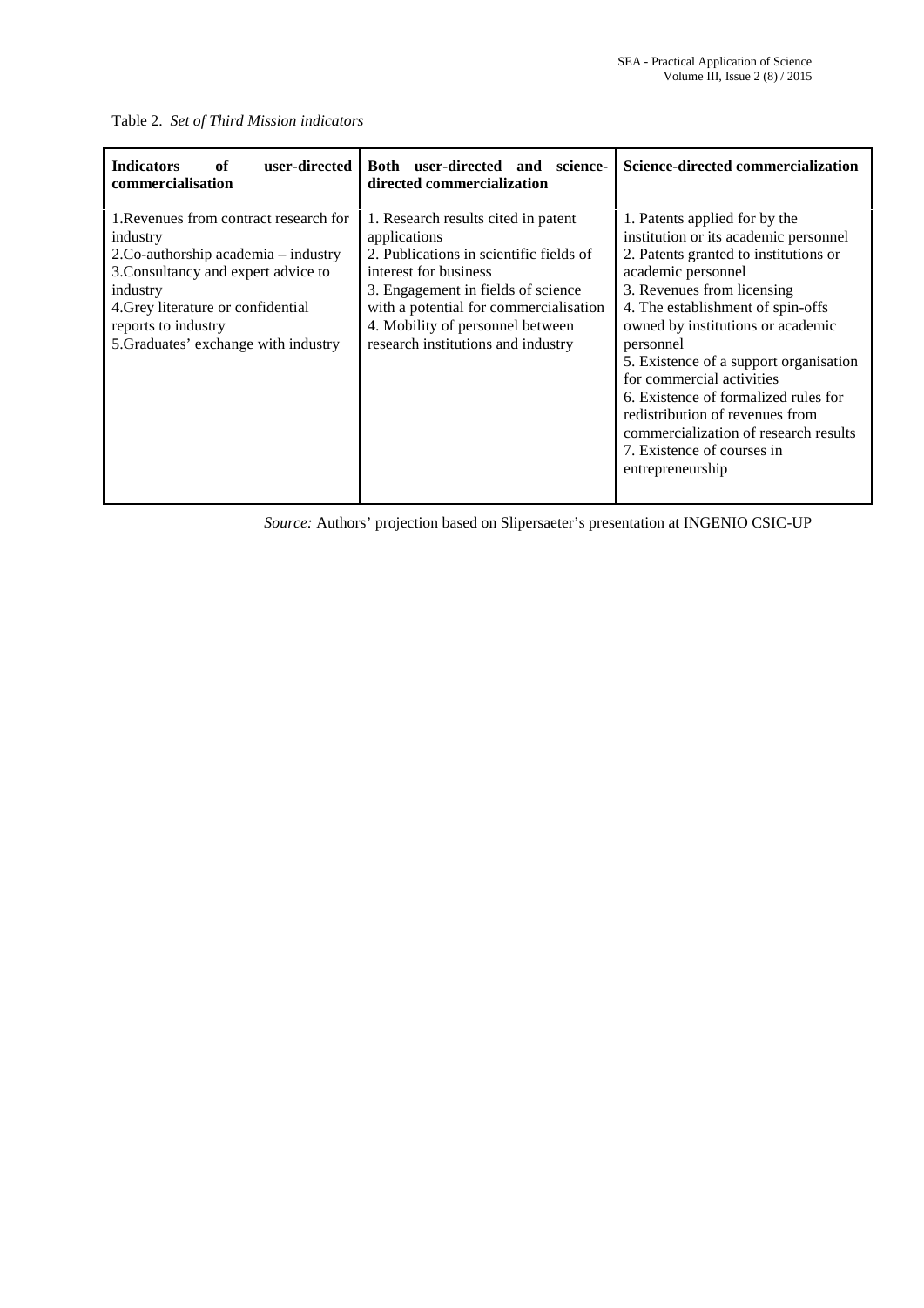Table 2. *Set of Third Mission indicators*

| **Indicators of user-directed commercialisation** | **Both user-directed and science-directed commercialization** | **Science-directed commercialization** |
|---|---|---|
| 1.Revenues from contract research for industry<br>2.Co-authorship academia – industry<br>3.Consultancy and expert advice to industry<br>4.Grey literature or confidential reports to industry<br>5.Graduates' exchange with industry | 1. Research results cited in patent applications<br>2. Publications in scientific fields of interest for business<br>3. Engagement in fields of science with a potential for commercialisation<br>4. Mobility of personnel between research institutions and industry | 1. Patents applied for by the institution or its academic personnel<br>2. Patents granted to institutions or academic personnel<br>3. Revenues from licensing<br>4. The establishment of spin-offs owned by institutions or academic personnel<br>5. Existence of a support organisation for commercial activities<br>6. Existence of formalized rules for redistribution of revenues from commercialization of research results<br>7. Existence of courses in entrepreneurship |

*Source:* Authors' projection based on Slipersaeter's presentation at INGENIO CSIC-UP